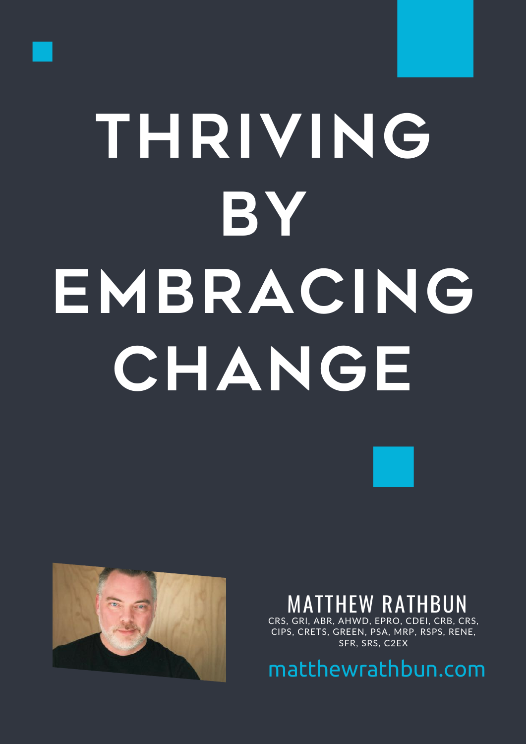# THRIVING BY EMBRACING CHANGE

MATTHEW RATHBUN

CRS, GRI, ABR, AHWD, EPRO, CDEI, CRB, CRS, CIPS, CRETS, GREEN, PSA, MRP, RSPS, RENE, SFR, SRS, C2EX

matthewrathbun.com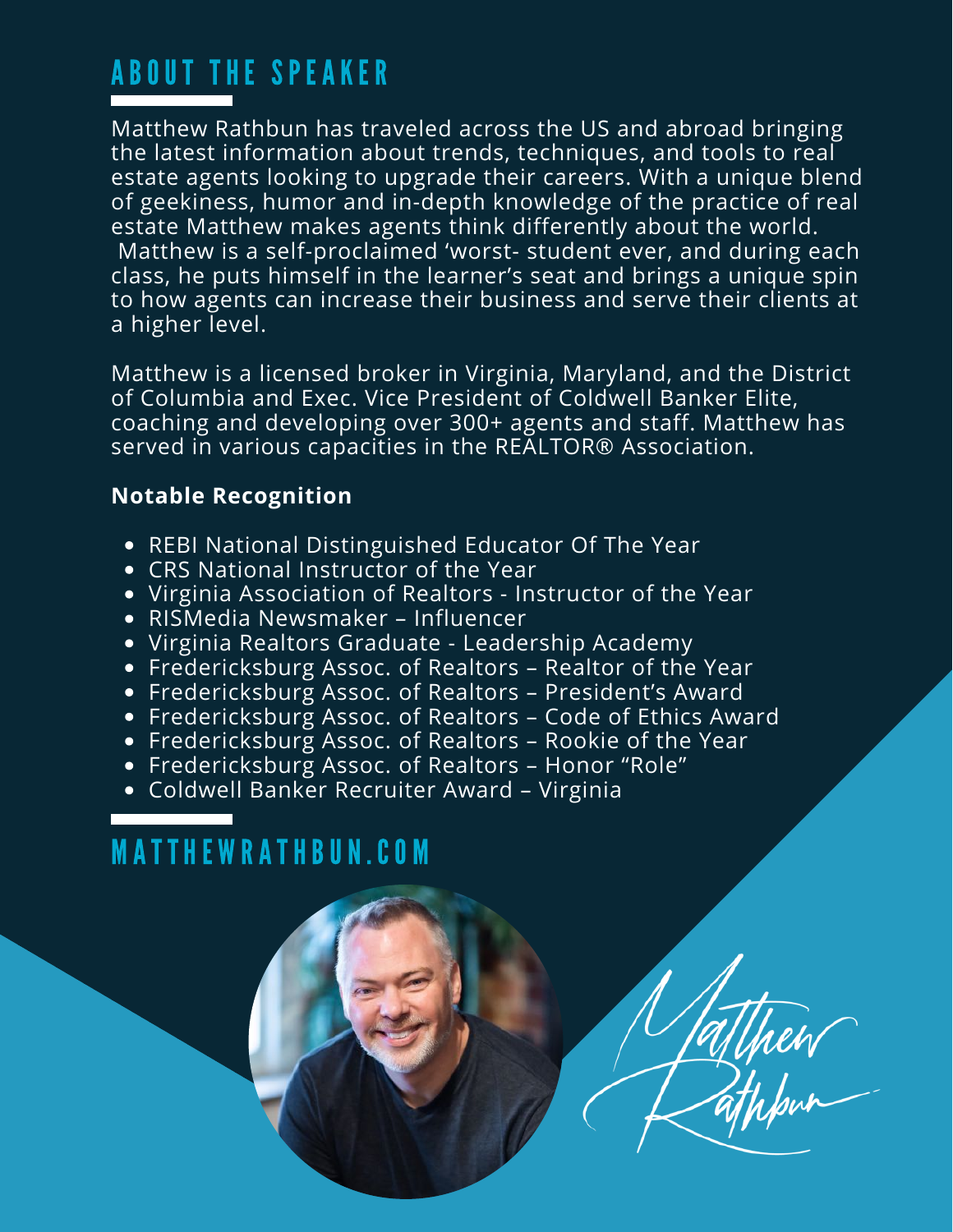# ABOUT THE SPEAKER

Matthew Rathbun has traveled across the US and abroad bringing the latest information about trends, techniques, and tools to real estate agents looking to upgrade their careers. With a unique blend of geekiness, humor and in-depth knowledge of the practice of real estate Matthew makes agents think differently about the world. Matthew is a self-proclaimed 'worst- student ever, and during each class, he puts himself in the learner's seat and brings a unique spin to how agents can increase their business and serve their clients at a higher level.

Matthew is a licensed broker in Virginia, Maryland, and the District of Columbia and Exec. Vice President of Coldwell Banker Elite, coaching and developing over 300+ agents and staff. Matthew has served in various capacities in the REALTOR® Association.

**Notable Recognition**

- REBI National Distinguished Educator Of The Year
- CRS National Instructor of the Year
- Virginia Association of Realtors - Instructor of the Year
- RISMedia Newsmaker – Influencer
- Virginia Realtors Graduate - Leadership Academy
- Fredericksburg Assoc. of Realtors – Realtor of the Year
- Fredericksburg Assoc. of Realtors – President's Award
- Fredericksburg Assoc. of Realtors – Code of Ethics Award
- Fredericksburg Assoc. of Realtors – Rookie of the Year
- Fredericksburg Assoc. of Realtors – Honor "Role"
- Coldwell Banker Recruiter Award – Virginia

## MATTHEWRATHBUN.COM

Matthew Rathbun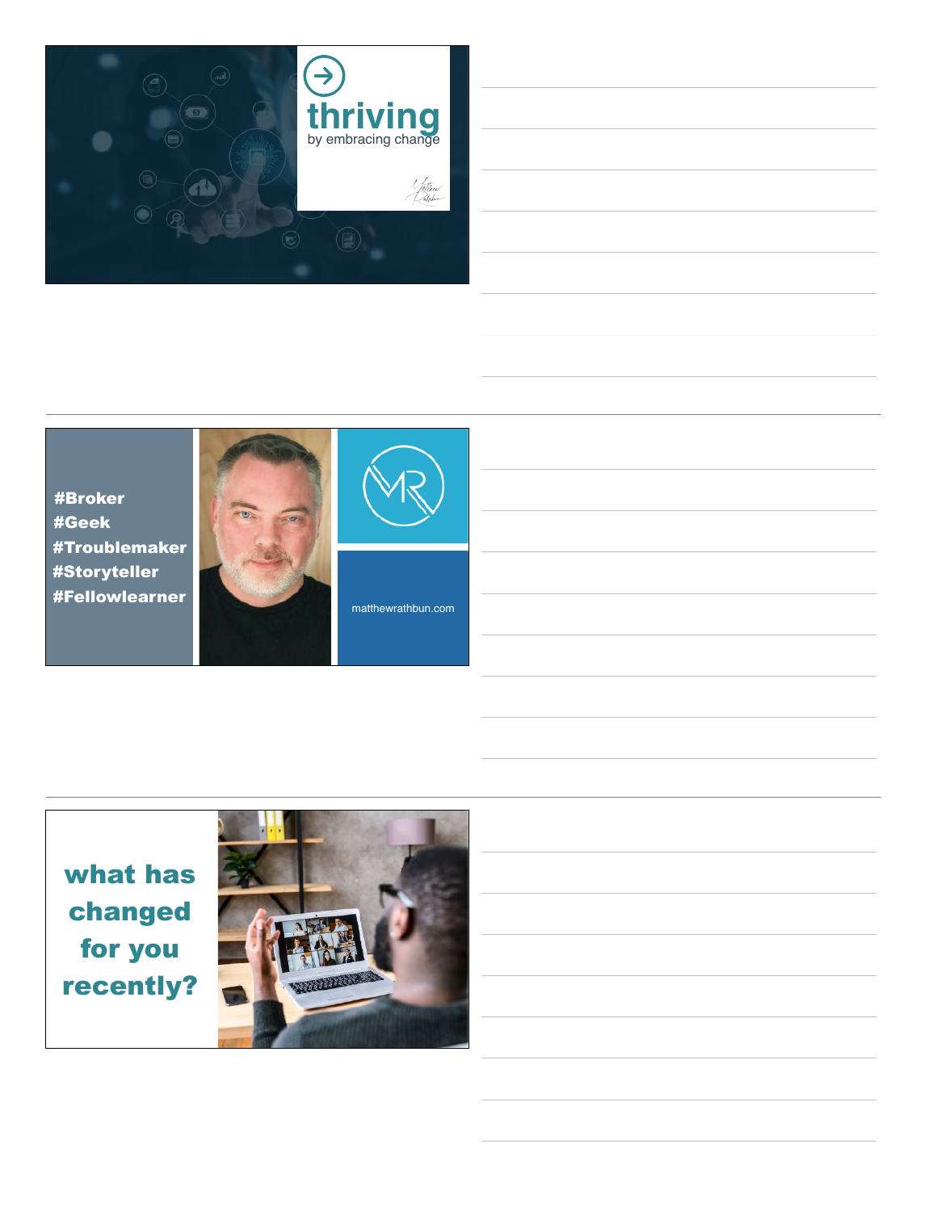thriving

by embracing change

#Broker
#Geek
#Troublemaker
#Storyteller
#Fellowlearner

matthewrathbun.com

what has changed for you recently?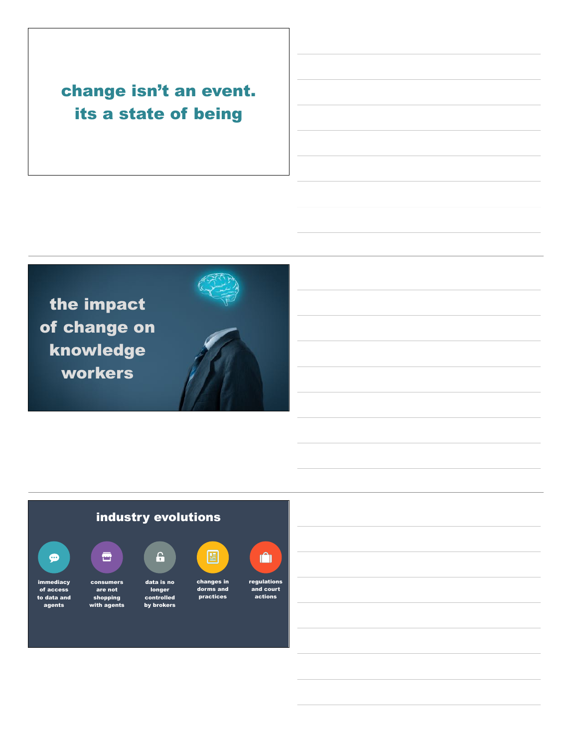## change isn't an event. its a state of being

## the impact of change on knowledge workers

## industry evolutions

- immediacy of access to data and agents
- consumers are not shopping with agents
- data is no longer controlled by brokers
- changes in dorms and practices
- regulations and court actions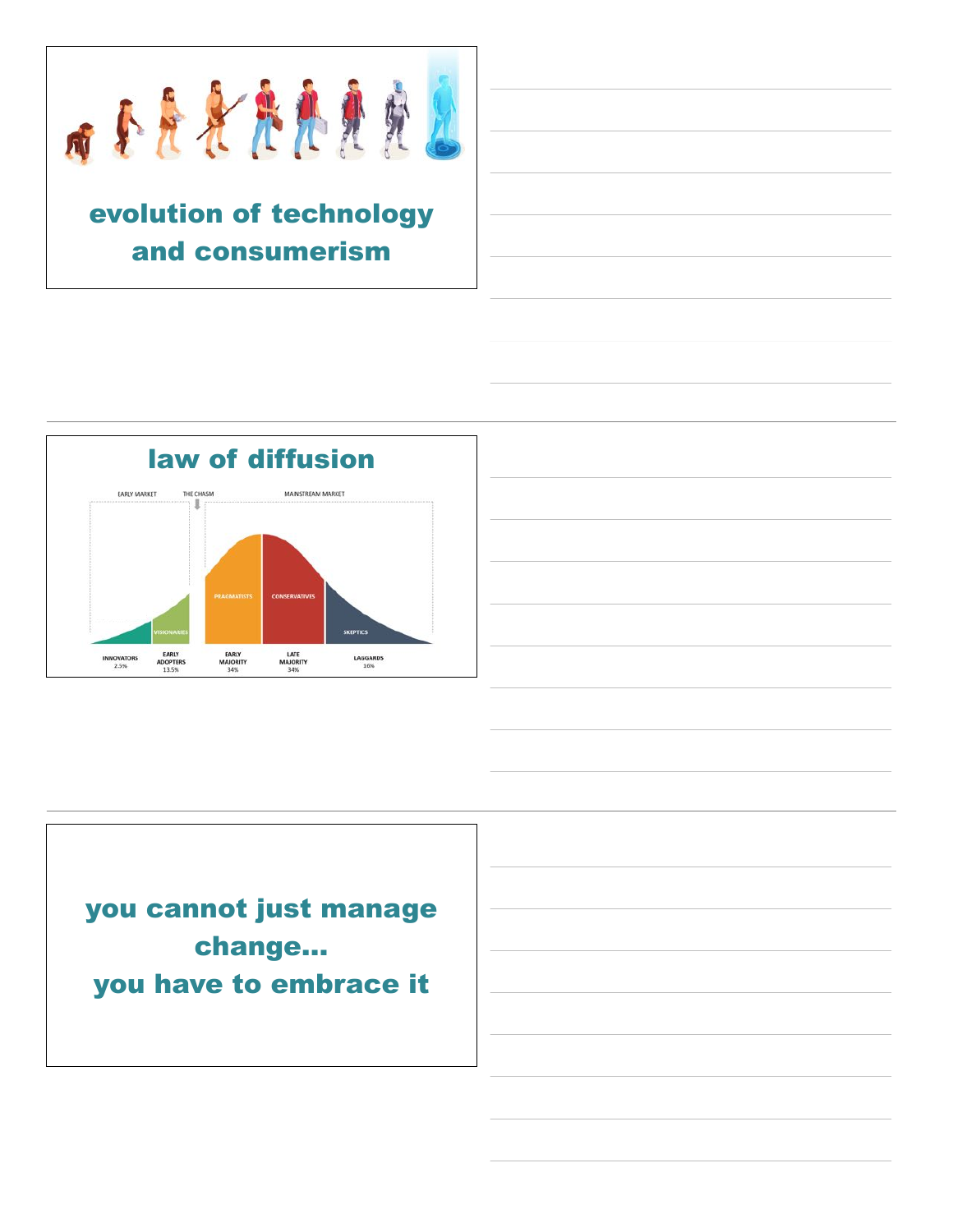## evolution of technology and consumerism

## law of diffusion

EARLY MARKET | THE CHASM | MAINSTREAM MARKET

VISIONARIES | PRAGMATISTS | CONSERVATIVES | SKEPTICS

INNOVATORS 2.5% | EARLY ADOPTERS 13.5% | EARLY MAJORITY 34% | LATE MAJORITY 34% | LAGGARDS 16%

## you cannot just manage change... you have to embrace it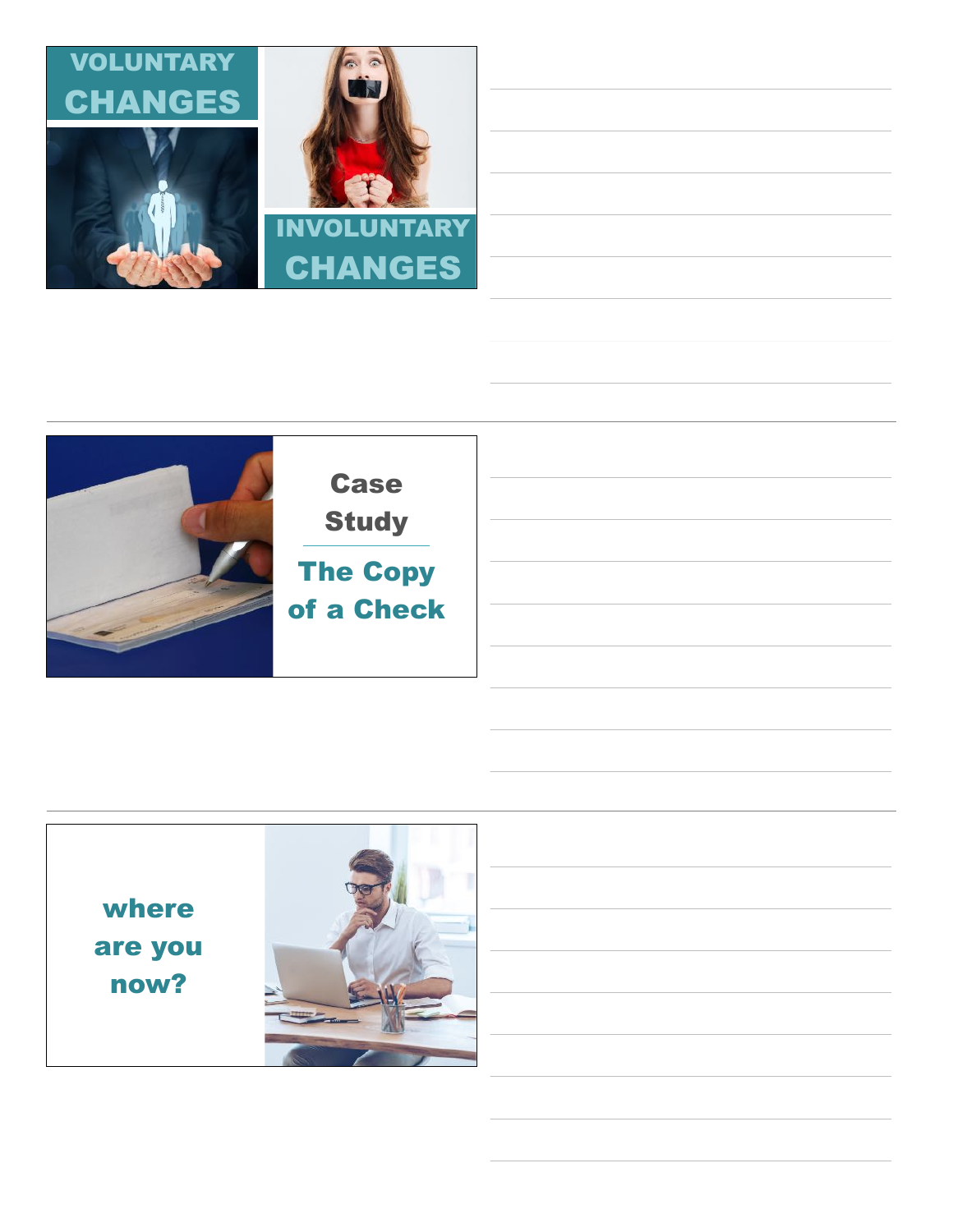VOLUNTARY CHANGES

INVOLUNTARY CHANGES

---

Case Study

The Copy of a Check

---

where are you now?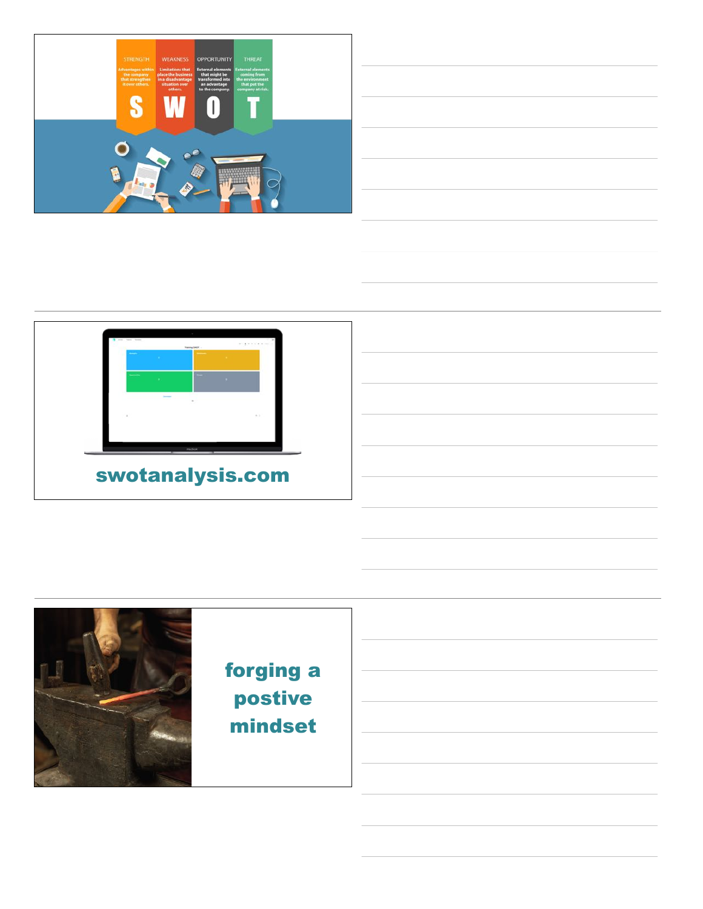STRENGTH

Advantages within the company that strengthen it over others.

WEAKNESS

Limitations that place the business in a disadvantage situation over others.

OPPORTUNITY

External elements that might be transformed into an advantage to the company.

THREAT

External elements coming from the environment that put the company at risk.

S W O T

swotanalysis.com

forging a postive mindset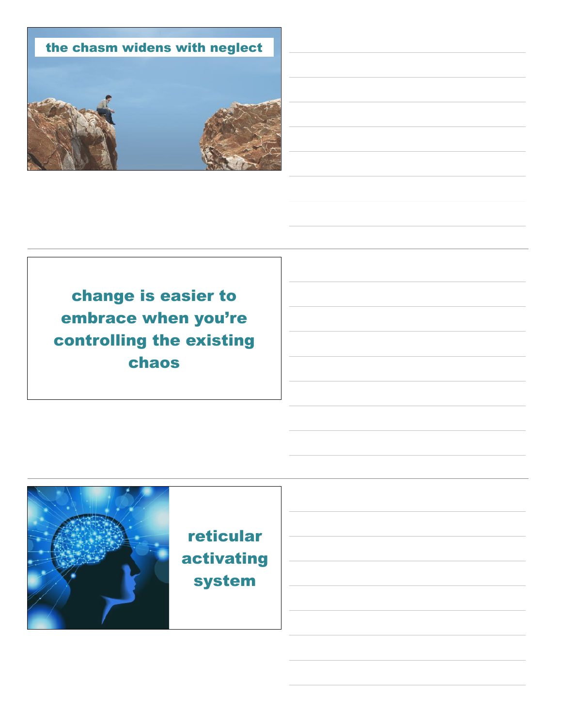the chasm widens with neglect

---

change is easier to embrace when you're controlling the existing chaos

---

reticular activating system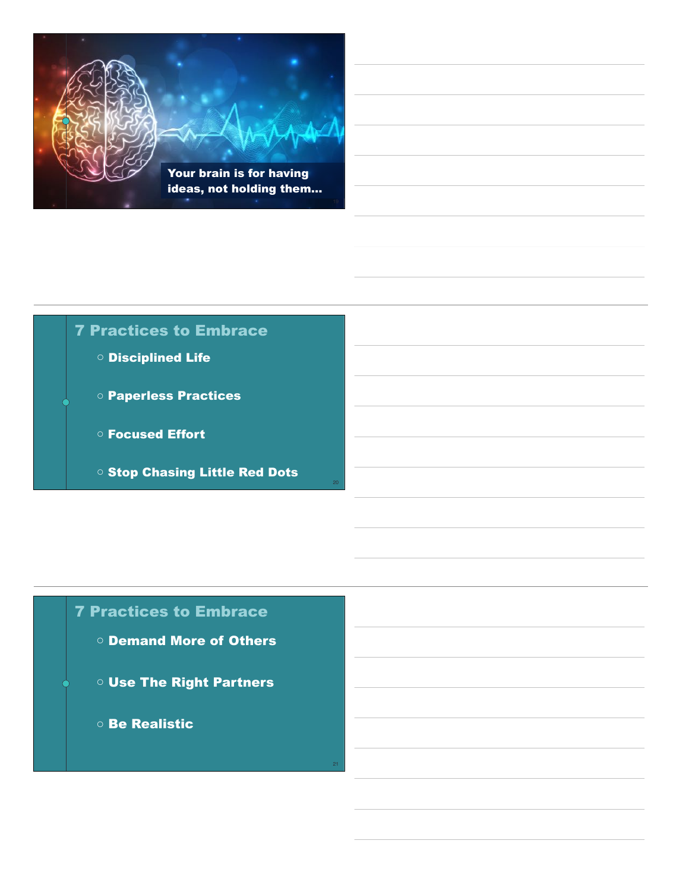Your brain is for having ideas, not holding them...

## 7 Practices to Embrace

- Disciplined Life
- Paperless Practices
- Focused Effort
- Stop Chasing Little Red Dots

## 7 Practices to Embrace

- Demand More of Others
- Use The Right Partners
- Be Realistic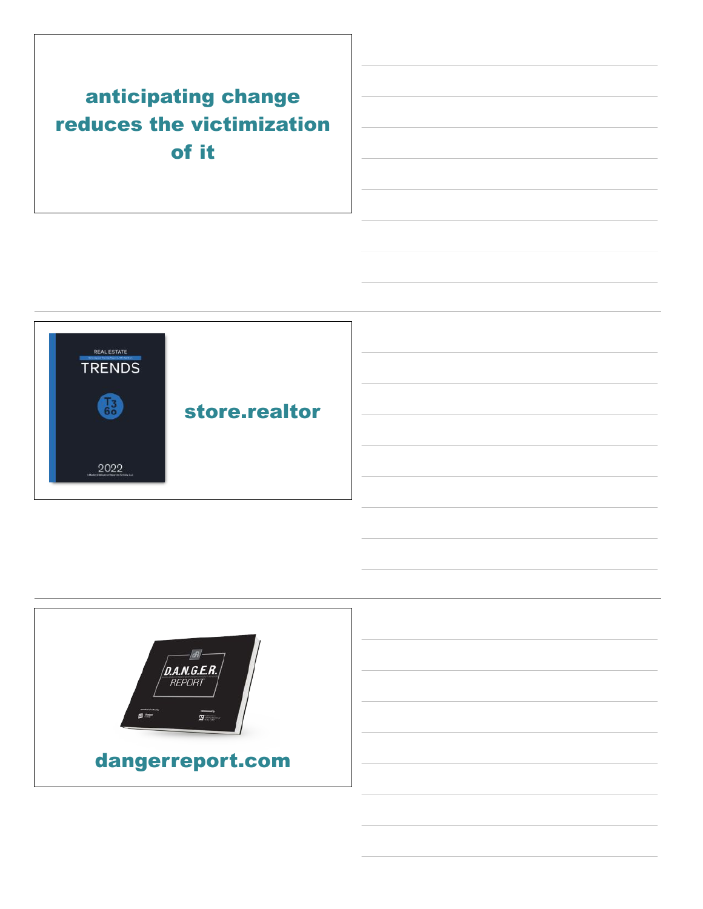anticipating change reduces the victimization of it

store.realtor

dangerreport.com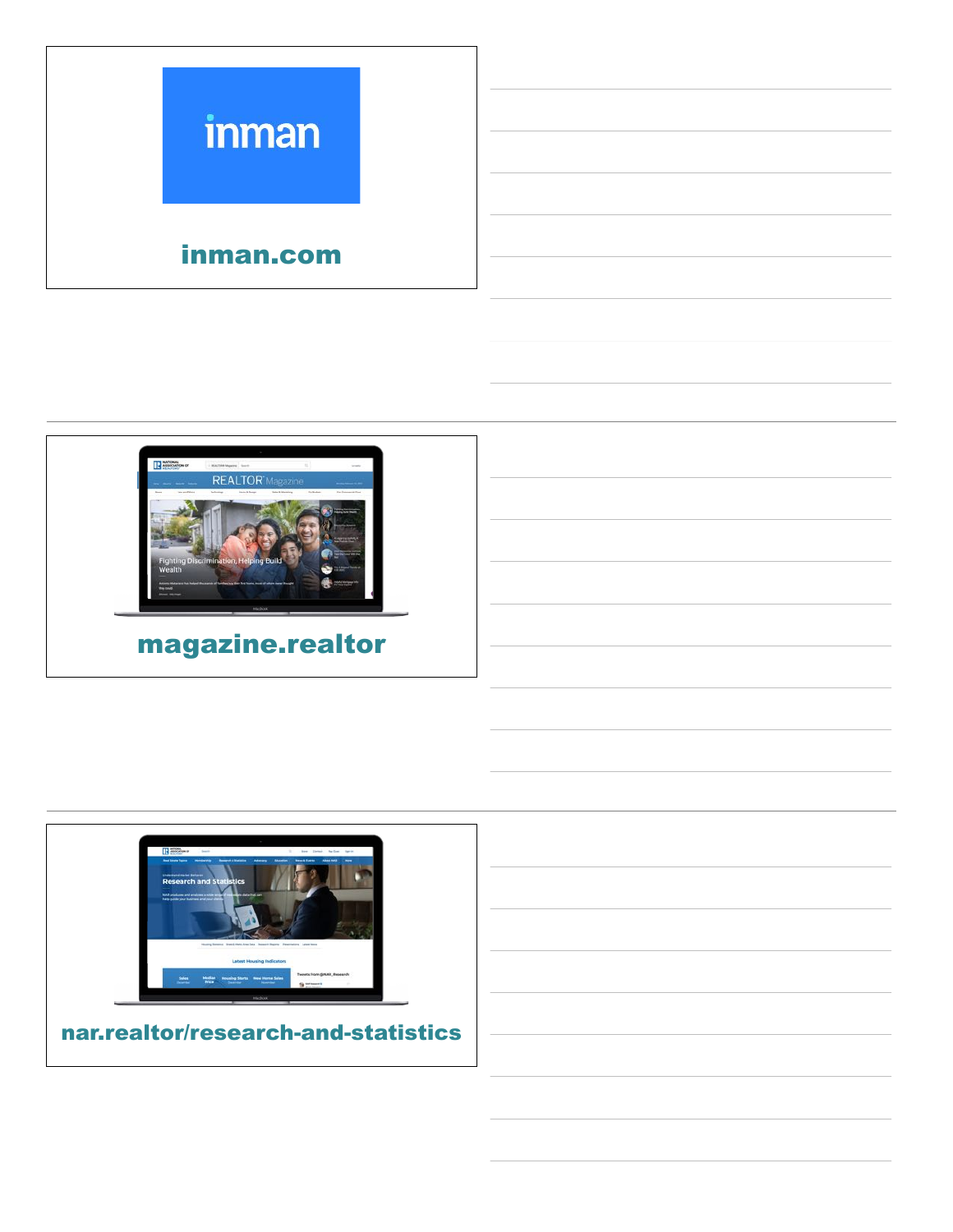inman

inman.com

magazine.realtor

nar.realtor/research-and-statistics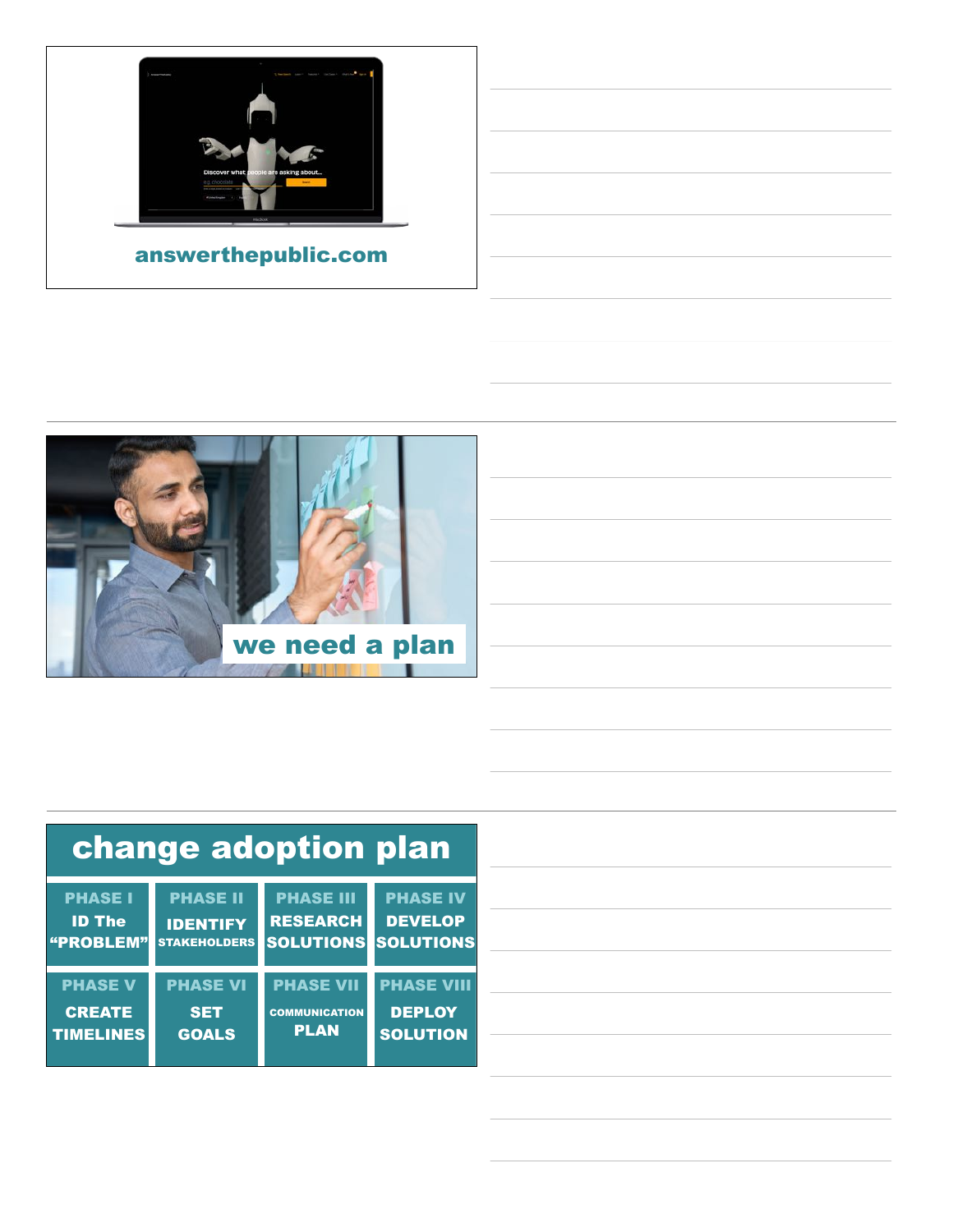answerthepublic.com

we need a plan

## change adoption plan

| PHASE I | PHASE II | PHASE III | PHASE IV |
|---|---|---|---|
| ID The "PROBLEM" | IDENTIFY STAKEHOLDERS | RESEARCH SOLUTIONS | DEVELOP SOLUTIONS |
| **PHASE V** | **PHASE VI** | **PHASE VII** | **PHASE VIII** |
| CREATE TIMELINES | SET GOALS | COMMUNICATION PLAN | DEPLOY SOLUTION |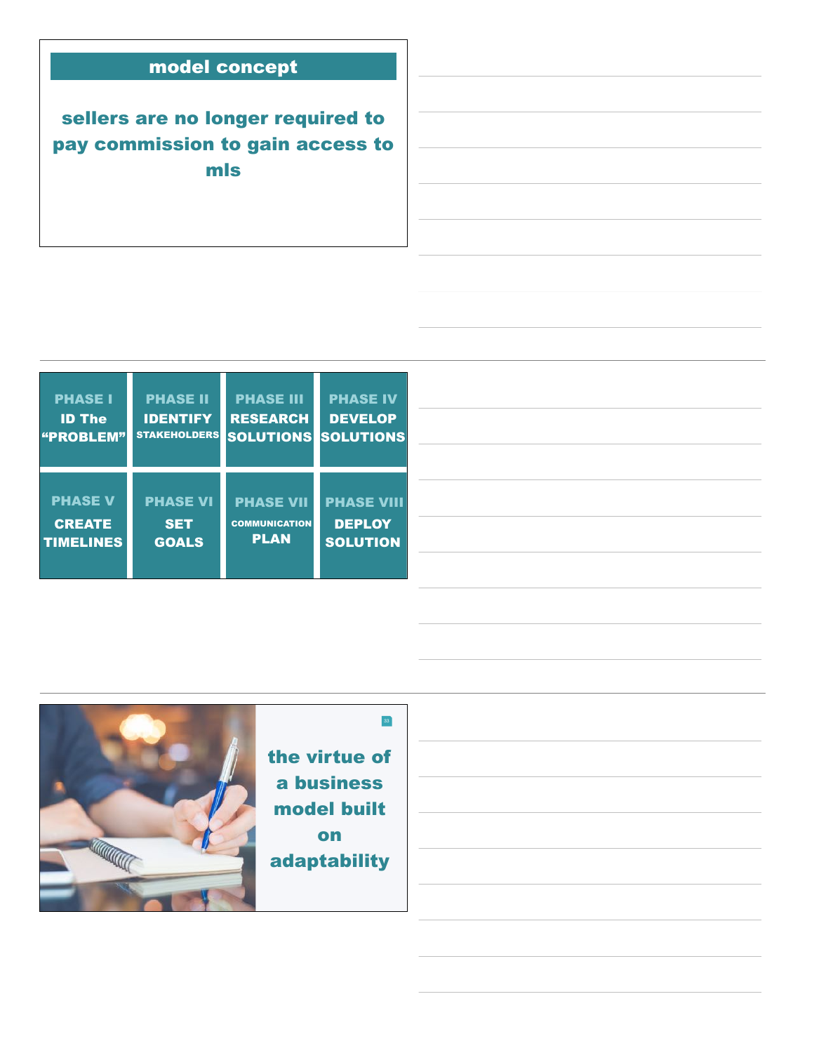## model concept

**sellers are no longer required to pay commission to gain access to mls**

| | | | |
|---|---|---|---|
| **PHASE I** ID The "PROBLEM" | **PHASE II** IDENTIFY STAKEHOLDERS | **PHASE III** RESEARCH SOLUTIONS | **PHASE IV** DEVELOP SOLUTIONS |
| **PHASE V** CREATE TIMELINES | **PHASE VI** SET GOALS | **PHASE VII** COMMUNICATION PLAN | **PHASE VIII** DEPLOY SOLUTION |

**the virtue of a business model built on adaptability**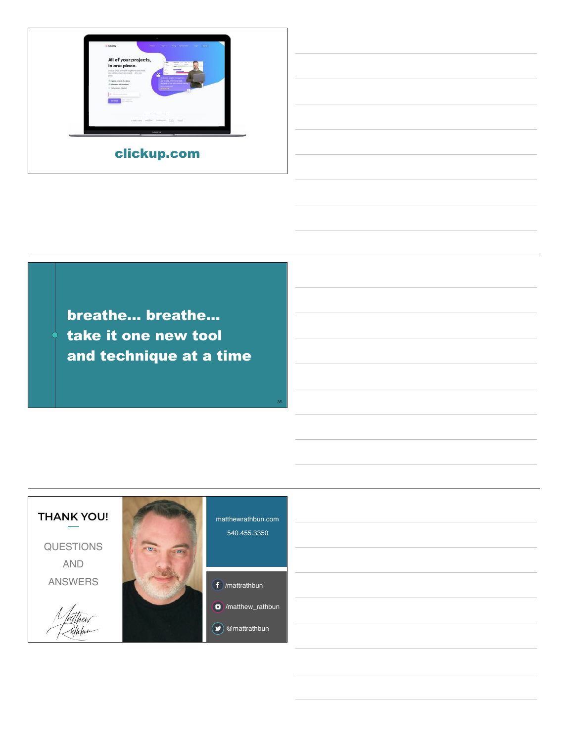clickup.com

**breathe… breathe… take it one new tool and technique at a time**

THANK YOU!

QUESTIONS AND ANSWERS

matthewrathbun.com

540.455.3350

/mattrathbun

/matthew_rathbun

@mattrathbun